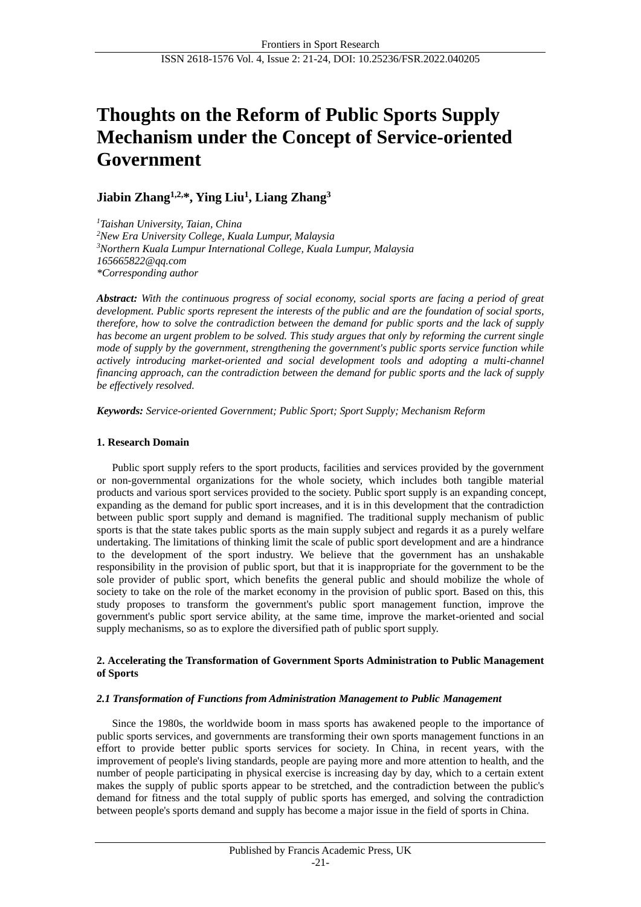# Thoughts on the Reform of Public Sports Supply Mechanism under the Concept of Service-oriented Government

**Jiabin Zhang[1,2,*], Ying Liu[1], Liang Zhang[3]**

*[1]Taishan University, Taian, China*
*[2]New Era University College, Kuala Lumpur, Malaysia*
*[3]Northern Kuala Lumpur International College, Kuala Lumpur, Malaysia*
*165665822@qq.com*
*\*Corresponding author*

***Abstract:*** *With the continuous progress of social economy, social sports are facing a period of great development. Public sports represent the interests of the public and are the foundation of social sports, therefore, how to solve the contradiction between the demand for public sports and the lack of supply has become an urgent problem to be solved. This study argues that only by reforming the current single mode of supply by the government, strengthening the government's public sports service function while actively introducing market-oriented and social development tools and adopting a multi-channel financing approach, can the contradiction between the demand for public sports and the lack of supply be effectively resolved.*

***Keywords:*** *Service-oriented Government; Public Sport; Sport Supply; Mechanism Reform*

## 1. Research Domain

Public sport supply refers to the sport products, facilities and services provided by the government or non-governmental organizations for the whole society, which includes both tangible material products and various sport services provided to the society. Public sport supply is an expanding concept, expanding as the demand for public sport increases, and it is in this development that the contradiction between public sport supply and demand is magnified. The traditional supply mechanism of public sports is that the state takes public sports as the main supply subject and regards it as a purely welfare undertaking. The limitations of thinking limit the scale of public sport development and are a hindrance to the development of the sport industry. We believe that the government has an unshakable responsibility in the provision of public sport, but that it is inappropriate for the government to be the sole provider of public sport, which benefits the general public and should mobilize the whole of society to take on the role of the market economy in the provision of public sport. Based on this, this study proposes to transform the government's public sport management function, improve the government's public sport service ability, at the same time, improve the market-oriented and social supply mechanisms, so as to explore the diversified path of public sport supply.

## 2. Accelerating the Transformation of Government Sports Administration to Public Management of Sports

### *2.1 Transformation of Functions from Administration Management to Public Management*

Since the 1980s, the worldwide boom in mass sports has awakened people to the importance of public sports services, and governments are transforming their own sports management functions in an effort to provide better public sports services for society. In China, in recent years, with the improvement of people's living standards, people are paying more and more attention to health, and the number of people participating in physical exercise is increasing day by day, which to a certain extent makes the supply of public sports appear to be stretched, and the contradiction between the public's demand for fitness and the total supply of public sports has emerged, and solving the contradiction between people's sports demand and supply has become a major issue in the field of sports in China.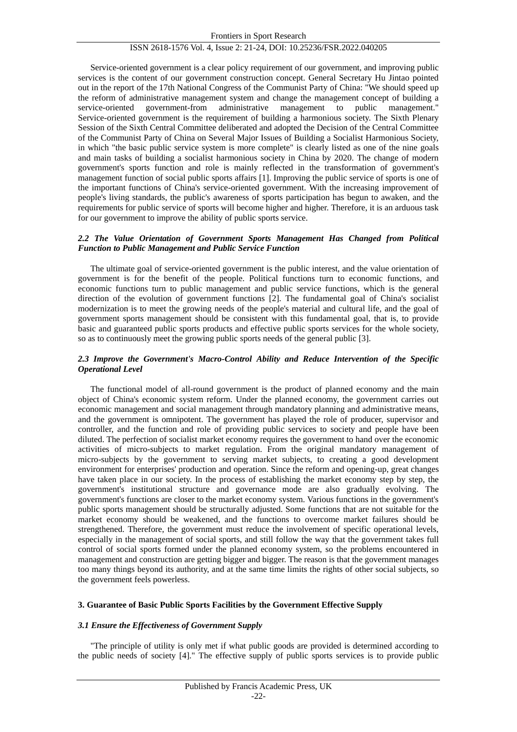Service-oriented government is a clear policy requirement of our government, and improving public services is the content of our government construction concept. General Secretary Hu Jintao pointed out in the report of the 17th National Congress of the Communist Party of China: "We should speed up the reform of administrative management system and change the management concept of building a service-oriented government-from administrative management to public management." Service-oriented government is the requirement of building a harmonious society. The Sixth Plenary Session of the Sixth Central Committee deliberated and adopted the Decision of the Central Committee of the Communist Party of China on Several Major Issues of Building a Socialist Harmonious Society, in which "the basic public service system is more complete" is clearly listed as one of the nine goals and main tasks of building a socialist harmonious society in China by 2020. The change of modern government's sports function and role is mainly reflected in the transformation of government's management function of social public sports affairs [1]. Improving the public service of sports is one of the important functions of China's service-oriented government. With the increasing improvement of people's living standards, the public's awareness of sports participation has begun to awaken, and the requirements for public service of sports will become higher and higher. Therefore, it is an arduous task for our government to improve the ability of public sports service.

### *2.2 The Value Orientation of Government Sports Management Has Changed from Political Function to Public Management and Public Service Function*

The ultimate goal of service-oriented government is the public interest, and the value orientation of government is for the benefit of the people. Political functions turn to economic functions, and economic functions turn to public management and public service functions, which is the general direction of the evolution of government functions [2]. The fundamental goal of China's socialist modernization is to meet the growing needs of the people's material and cultural life, and the goal of government sports management should be consistent with this fundamental goal, that is, to provide basic and guaranteed public sports products and effective public sports services for the whole society, so as to continuously meet the growing public sports needs of the general public [3].

### *2.3 Improve the Government's Macro-Control Ability and Reduce Intervention of the Specific Operational Level*

The functional model of all-round government is the product of planned economy and the main object of China's economic system reform. Under the planned economy, the government carries out economic management and social management through mandatory planning and administrative means, and the government is omnipotent. The government has played the role of producer, supervisor and controller, and the function and role of providing public services to society and people have been diluted. The perfection of socialist market economy requires the government to hand over the economic activities of micro-subjects to market regulation. From the original mandatory management of micro-subjects by the government to serving market subjects, to creating a good development environment for enterprises' production and operation. Since the reform and opening-up, great changes have taken place in our society. In the process of establishing the market economy step by step, the government's institutional structure and governance mode are also gradually evolving. The government's functions are closer to the market economy system. Various functions in the government's public sports management should be structurally adjusted. Some functions that are not suitable for the market economy should be weakened, and the functions to overcome market failures should be strengthened. Therefore, the government must reduce the involvement of specific operational levels, especially in the management of social sports, and still follow the way that the government takes full control of social sports formed under the planned economy system, so the problems encountered in management and construction are getting bigger and bigger. The reason is that the government manages too many things beyond its authority, and at the same time limits the rights of other social subjects, so the government feels powerless.

## 3. Guarantee of Basic Public Sports Facilities by the Government Effective Supply

### *3.1 Ensure the Effectiveness of Government Supply*

"The principle of utility is only met if what public goods are provided is determined according to the public needs of society [4]." The effective supply of public sports services is to provide public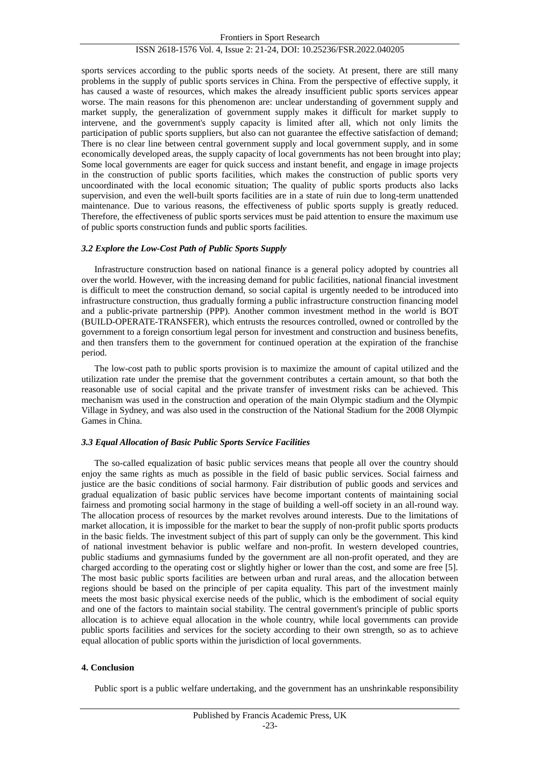sports services according to the public sports needs of the society. At present, there are still many problems in the supply of public sports services in China. From the perspective of effective supply, it has caused a waste of resources, which makes the already insufficient public sports services appear worse. The main reasons for this phenomenon are: unclear understanding of government supply and market supply, the generalization of government supply makes it difficult for market supply to intervene, and the government's supply capacity is limited after all, which not only limits the participation of public sports suppliers, but also can not guarantee the effective satisfaction of demand; There is no clear line between central government supply and local government supply, and in some economically developed areas, the supply capacity of local governments has not been brought into play; Some local governments are eager for quick success and instant benefit, and engage in image projects in the construction of public sports facilities, which makes the construction of public sports very uncoordinated with the local economic situation; The quality of public sports products also lacks supervision, and even the well-built sports facilities are in a state of ruin due to long-term unattended maintenance. Due to various reasons, the effectiveness of public sports supply is greatly reduced. Therefore, the effectiveness of public sports services must be paid attention to ensure the maximum use of public sports construction funds and public sports facilities.

### *3.2 Explore the Low-Cost Path of Public Sports Supply*

Infrastructure construction based on national finance is a general policy adopted by countries all over the world. However, with the increasing demand for public facilities, national financial investment is difficult to meet the construction demand, so social capital is urgently needed to be introduced into infrastructure construction, thus gradually forming a public infrastructure construction financing model and a public-private partnership (PPP). Another common investment method in the world is BOT (BUILD-OPERATE-TRANSFER), which entrusts the resources controlled, owned or controlled by the government to a foreign consortium legal person for investment and construction and business benefits, and then transfers them to the government for continued operation at the expiration of the franchise period.

The low-cost path to public sports provision is to maximize the amount of capital utilized and the utilization rate under the premise that the government contributes a certain amount, so that both the reasonable use of social capital and the private transfer of investment risks can be achieved. This mechanism was used in the construction and operation of the main Olympic stadium and the Olympic Village in Sydney, and was also used in the construction of the National Stadium for the 2008 Olympic Games in China.

### *3.3 Equal Allocation of Basic Public Sports Service Facilities*

The so-called equalization of basic public services means that people all over the country should enjoy the same rights as much as possible in the field of basic public services. Social fairness and justice are the basic conditions of social harmony. Fair distribution of public goods and services and gradual equalization of basic public services have become important contents of maintaining social fairness and promoting social harmony in the stage of building a well-off society in an all-round way. The allocation process of resources by the market revolves around interests. Due to the limitations of market allocation, it is impossible for the market to bear the supply of non-profit public sports products in the basic fields. The investment subject of this part of supply can only be the government. This kind of national investment behavior is public welfare and non-profit. In western developed countries, public stadiums and gymnasiums funded by the government are all non-profit operated, and they are charged according to the operating cost or slightly higher or lower than the cost, and some are free [5]. The most basic public sports facilities are between urban and rural areas, and the allocation between regions should be based on the principle of per capita equality. This part of the investment mainly meets the most basic physical exercise needs of the public, which is the embodiment of social equity and one of the factors to maintain social stability. The central government's principle of public sports allocation is to achieve equal allocation in the whole country, while local governments can provide public sports facilities and services for the society according to their own strength, so as to achieve equal allocation of public sports within the jurisdiction of local governments.

## **4. Conclusion**

Public sport is a public welfare undertaking, and the government has an unshrinkable responsibility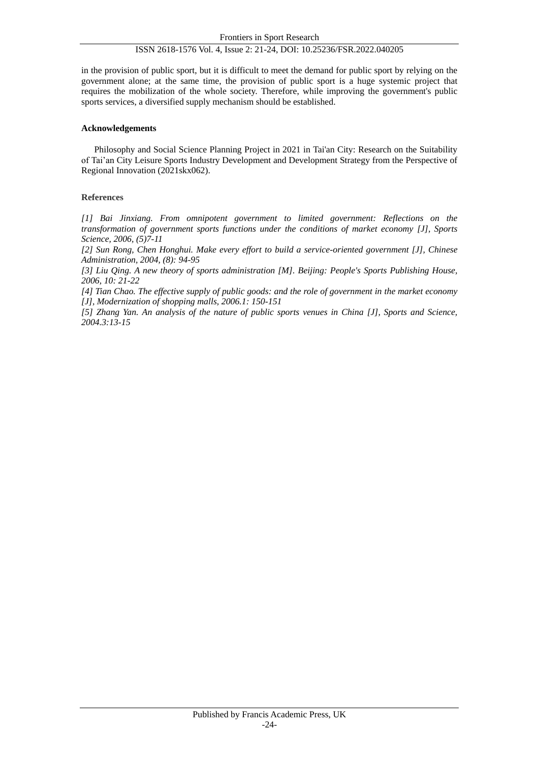in the provision of public sport, but it is difficult to meet the demand for public sport by relying on the government alone; at the same time, the provision of public sport is a huge systemic project that requires the mobilization of the whole society. Therefore, while improving the government's public sports services, a diversified supply mechanism should be established.

## Acknowledgements

Philosophy and Social Science Planning Project in 2021 in Tai'an City: Research on the Suitability of Tai'an City Leisure Sports Industry Development and Development Strategy from the Perspective of Regional Innovation (2021skx062).

## References

*[1] Bai Jinxiang. From omnipotent government to limited government: Reflections on the transformation of government sports functions under the conditions of market economy [J], Sports Science, 2006, (5)7-11*

*[2] Sun Rong, Chen Honghui. Make every effort to build a service-oriented government [J], Chinese Administration, 2004, (8): 94-95*

*[3] Liu Qing. A new theory of sports administration [M]. Beijing: People's Sports Publishing House, 2006, 10: 21-22*

*[4] Tian Chao. The effective supply of public goods: and the role of government in the market economy [J], Modernization of shopping malls, 2006.1: 150-151*

*[5] Zhang Yan. An analysis of the nature of public sports venues in China [J], Sports and Science, 2004.3:13-15*